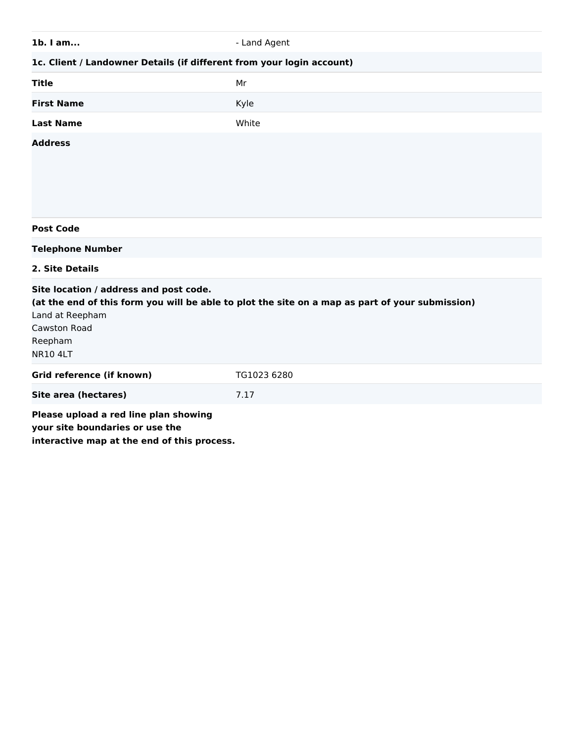| | |
|---|---|
| **1b. I am...** | - Land Agent |

**1c. Client / Landowner Details (if different from your login account)**

| | |
|---|---|
| **Title** | Mr |
| **First Name** | Kyle |
| **Last Name** | White |
| **Address** | |
| **Post Code** | |
| **Telephone Number** | |

**2. Site Details**

**Site location / address and post code.**
**(at the end of this form you will be able to plot the site on a map as part of your submission)**
Land at Reepham
Cawston Road
Reepham
NR10 4LT

| | |
|---|---|
| **Grid reference (if known)** | TG1023 6280 |
| **Site area (hectares)** | 7.17 |

**Please upload a red line plan showing your site boundaries or use the interactive map at the end of this process.**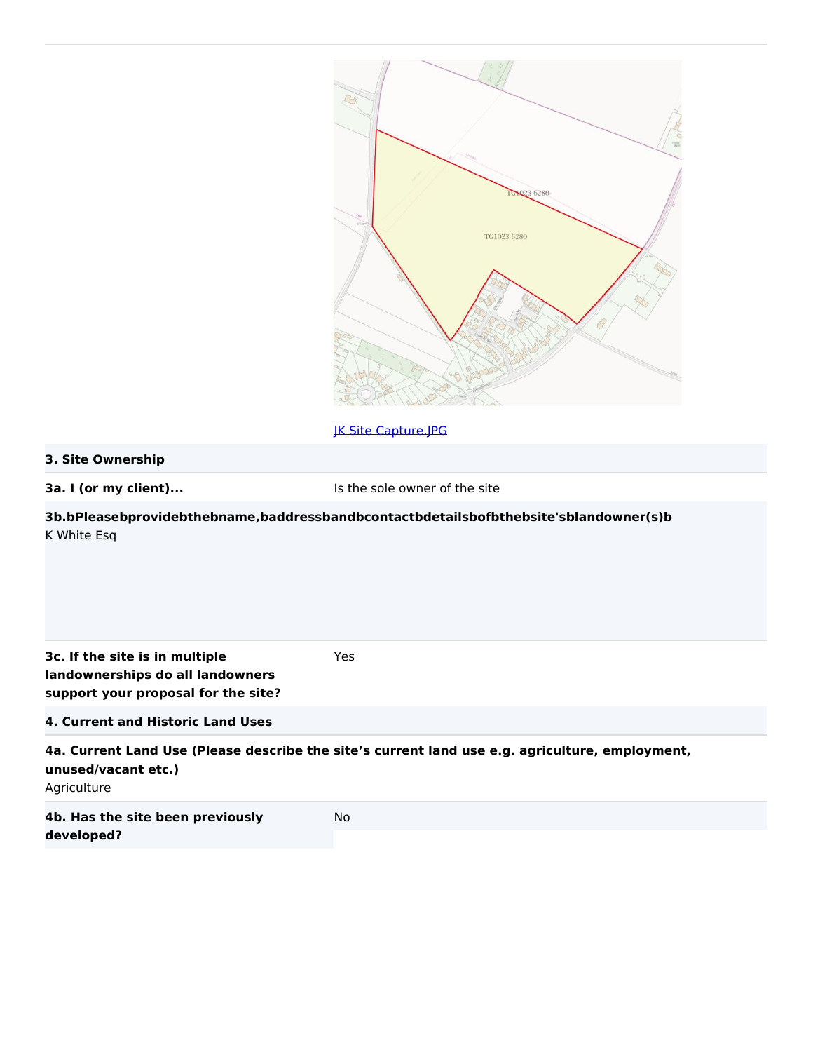[JK Site Capture.JPG](JK Site Capture.JPG)

| 3. Site Ownership | |
|---|---|
| **3a. I (or my client)...** | Is the sole owner of the site |

**3b.bPleasebprovidebthebname,baddressbandbcontactbdetailsbofbthebsite'sblandowner(s)b**

K White Esq

| | |
|---|---|
| **3c. If the site is in multiple landownerships do all landowners support your proposal for the site?** | Yes |

**4. Current and Historic Land Uses**

**4a. Current Land Use (Please describe the site's current land use e.g. agriculture, employment, unused/vacant etc.)**

Agriculture

| | |
|---|---|
| **4b. Has the site been previously developed?** | No |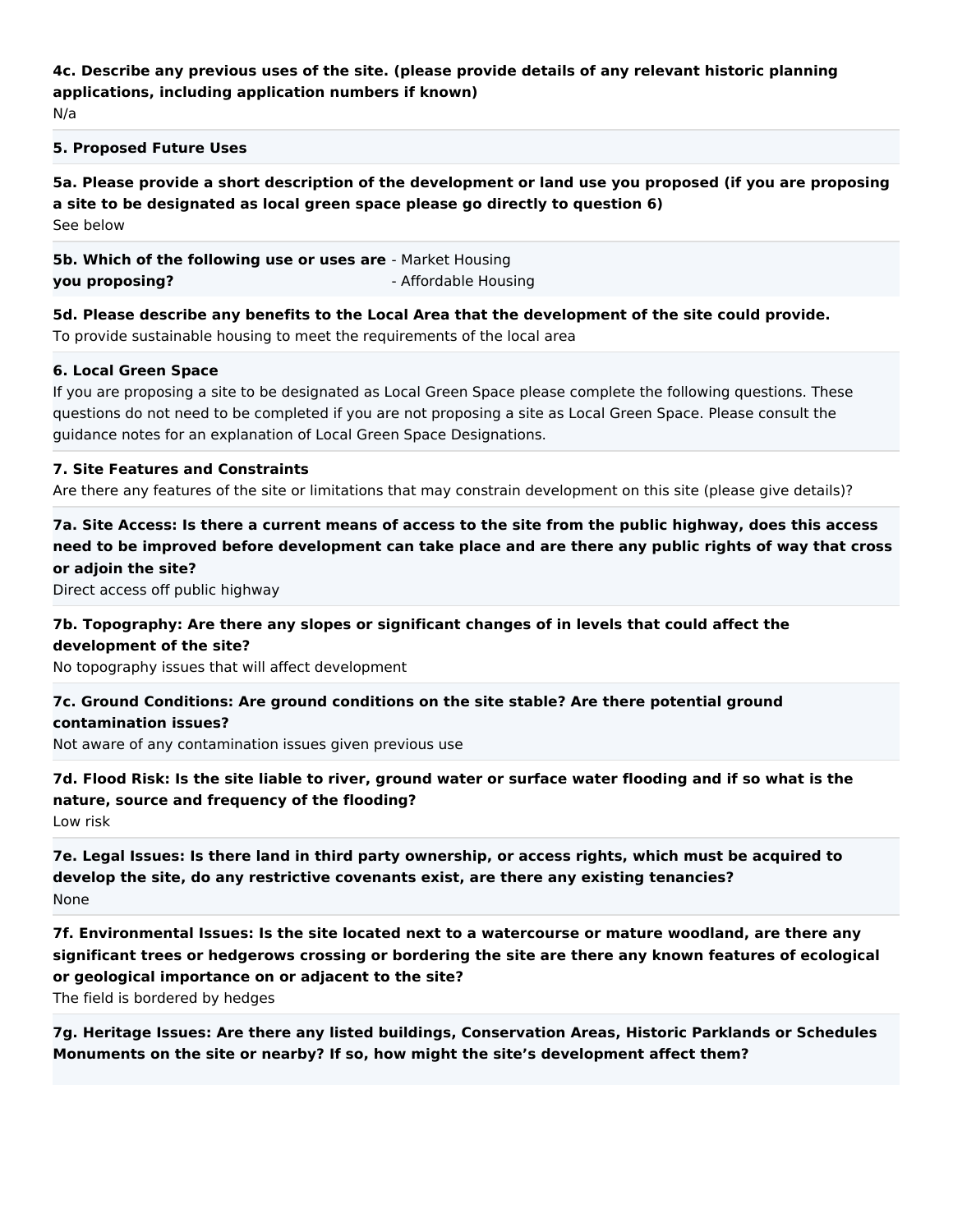**4c. Describe any previous uses of the site. (please provide details of any relevant historic planning applications, including application numbers if known)**

N/a

**5. Proposed Future Uses**

**5a. Please provide a short description of the development or land use you proposed (if you are proposing a site to be designated as local green space please go directly to question 6)**

See below

| **5b. Which of the following use or uses are you proposing?** | - Market Housing<br>- Affordable Housing |
|---|---|

**5d. Please describe any benefits to the Local Area that the development of the site could provide.**

To provide sustainable housing to meet the requirements of the local area

**6. Local Green Space**

If you are proposing a site to be designated as Local Green Space please complete the following questions. These questions do not need to be completed if you are not proposing a site as Local Green Space. Please consult the guidance notes for an explanation of Local Green Space Designations.

**7. Site Features and Constraints**

Are there any features of the site or limitations that may constrain development on this site (please give details)?

**7a. Site Access: Is there a current means of access to the site from the public highway, does this access need to be improved before development can take place and are there any public rights of way that cross or adjoin the site?**

Direct access off public highway

**7b. Topography: Are there any slopes or significant changes of in levels that could affect the development of the site?**

No topography issues that will affect development

**7c. Ground Conditions: Are ground conditions on the site stable? Are there potential ground contamination issues?**

Not aware of any contamination issues given previous use

**7d. Flood Risk: Is the site liable to river, ground water or surface water flooding and if so what is the nature, source and frequency of the flooding?**

Low risk

**7e. Legal Issues: Is there land in third party ownership, or access rights, which must be acquired to develop the site, do any restrictive covenants exist, are there any existing tenancies?**

None

**7f. Environmental Issues: Is the site located next to a watercourse or mature woodland, are there any significant trees or hedgerows crossing or bordering the site are there any known features of ecological or geological importance on or adjacent to the site?**

The field is bordered by hedges

**7g. Heritage Issues: Are there any listed buildings, Conservation Areas, Historic Parklands or Schedules Monuments on the site or nearby? If so, how might the site's development affect them?**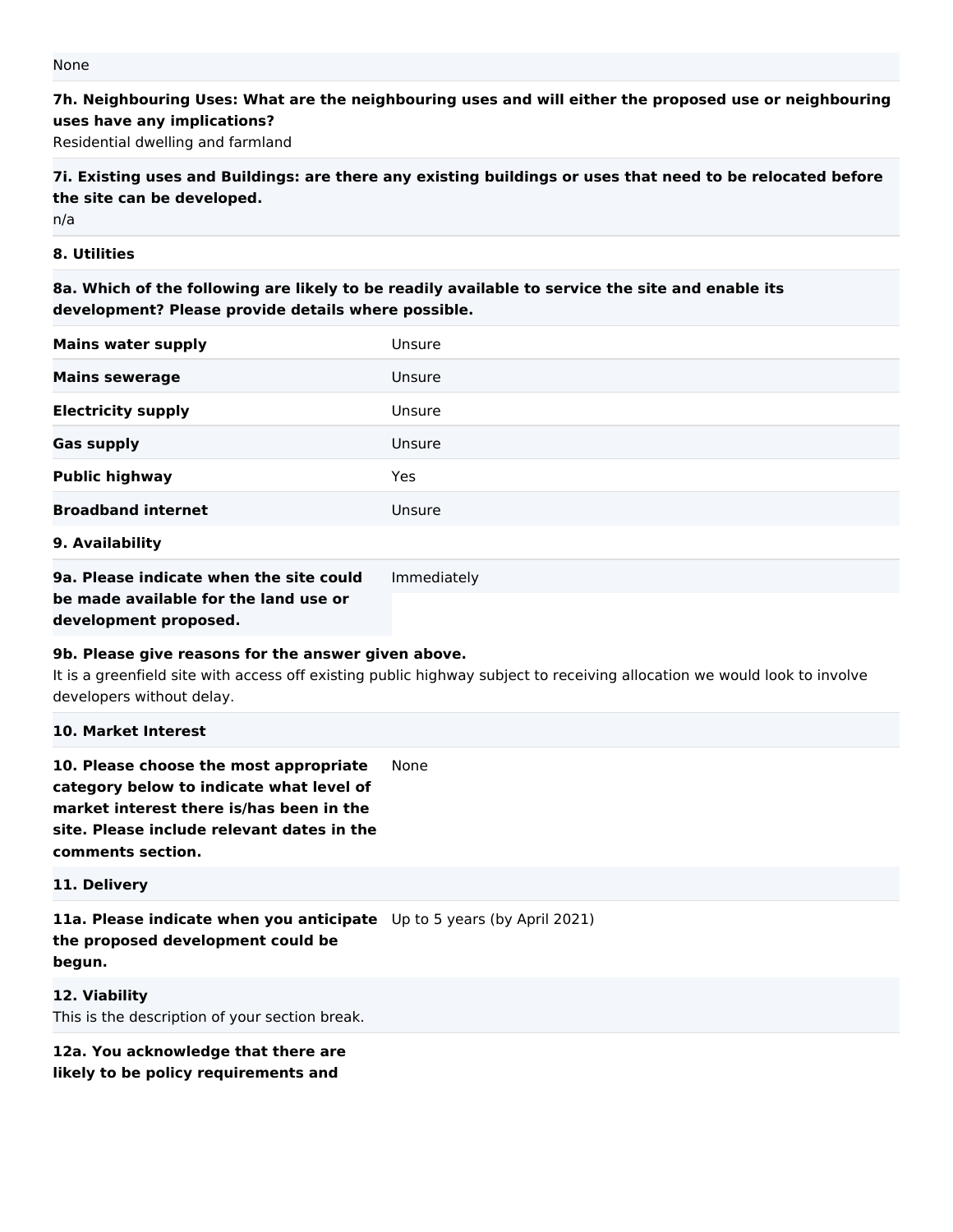None

**7h. Neighbouring Uses: What are the neighbouring uses and will either the proposed use or neighbouring uses have any implications?**

Residential dwelling and farmland

**7i. Existing uses and Buildings: are there any existing buildings or uses that need to be relocated before the site can be developed.**

n/a

**8. Utilities**

**8a. Which of the following are likely to be readily available to service the site and enable its development? Please provide details where possible.**

| | |
|---|---|
| **Mains water supply** | Unsure |
| **Mains sewerage** | Unsure |
| **Electricity supply** | Unsure |
| **Gas supply** | Unsure |
| **Public highway** | Yes |
| **Broadband internet** | Unsure |

**9. Availability**

| | |
|---|---|
| **9a. Please indicate when the site could be made available for the land use or development proposed.** | Immediately |

**9b. Please give reasons for the answer given above.**

It is a greenfield site with access off existing public highway subject to receiving allocation we would look to involve developers without delay.

**10. Market Interest**

| | |
|---|---|
| **10. Please choose the most appropriate category below to indicate what level of market interest there is/has been in the site. Please include relevant dates in the comments section.** | None |

**11. Delivery**

| | |
|---|---|
| **11a. Please indicate when you anticipate the proposed development could be begun.** | Up to 5 years (by April 2021) |

**12. Viability**

This is the description of your section break.

**12a. You acknowledge that there are likely to be policy requirements and**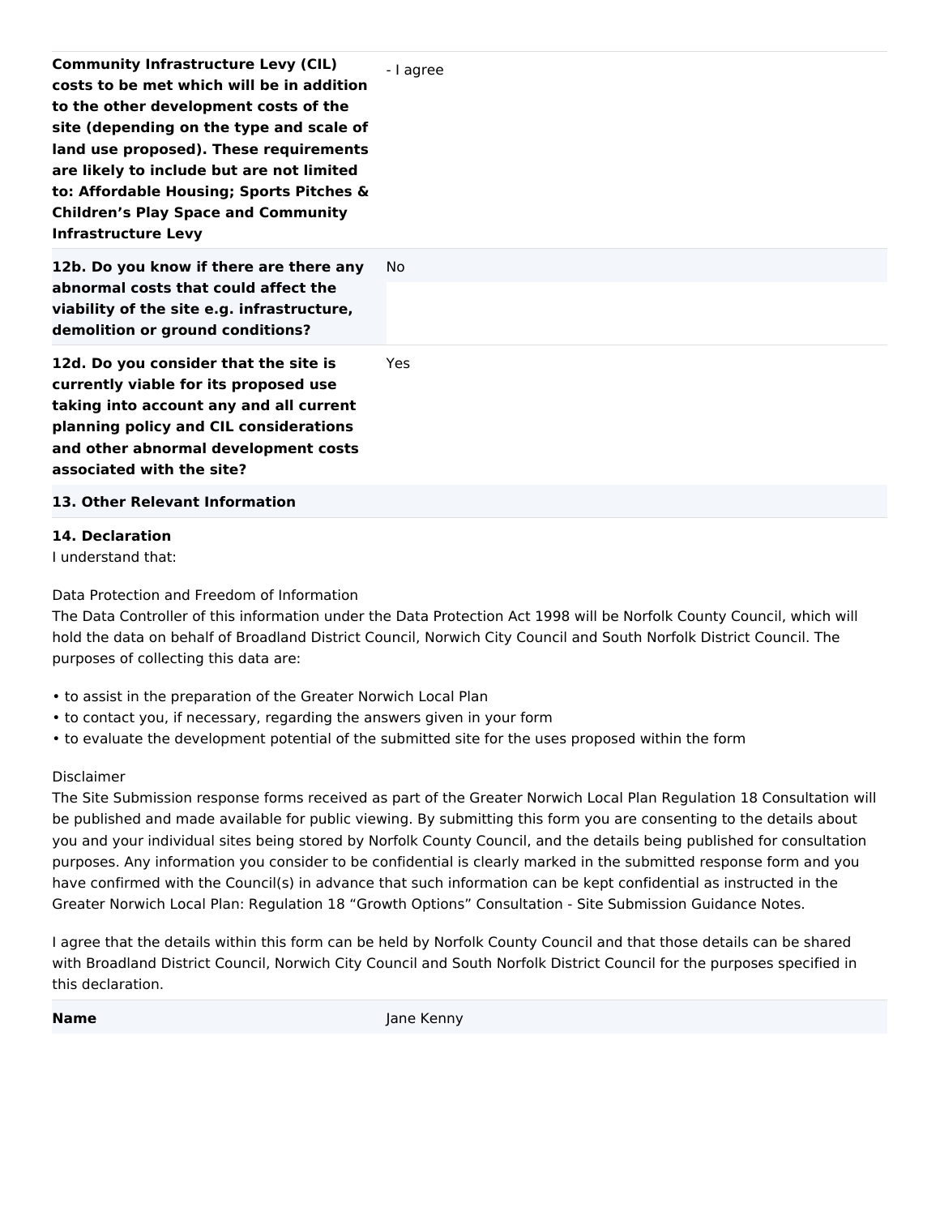| | |
|---|---|
| **Community Infrastructure Levy (CIL) costs to be met which will be in addition to the other development costs of the site (depending on the type and scale of land use proposed). These requirements are likely to include but are not limited to: Affordable Housing; Sports Pitches & Children's Play Space and Community Infrastructure Levy** | - I agree |
| **12b. Do you know if there are there any abnormal costs that could affect the viability of the site e.g. infrastructure, demolition or ground conditions?** | No |
| **12d. Do you consider that the site is currently viable for its proposed use taking into account any and all current planning policy and CIL considerations and other abnormal development costs associated with the site?** | Yes |

**13. Other Relevant Information**

**14. Declaration**

I understand that:

Data Protection and Freedom of Information

The Data Controller of this information under the Data Protection Act 1998 will be Norfolk County Council, which will hold the data on behalf of Broadland District Council, Norwich City Council and South Norfolk District Council. The purposes of collecting this data are:

- to assist in the preparation of the Greater Norwich Local Plan
- to contact you, if necessary, regarding the answers given in your form
- to evaluate the development potential of the submitted site for the uses proposed within the form

Disclaimer

The Site Submission response forms received as part of the Greater Norwich Local Plan Regulation 18 Consultation will be published and made available for public viewing. By submitting this form you are consenting to the details about you and your individual sites being stored by Norfolk County Council, and the details being published for consultation purposes. Any information you consider to be confidential is clearly marked in the submitted response form and you have confirmed with the Council(s) in advance that such information can be kept confidential as instructed in the Greater Norwich Local Plan: Regulation 18 "Growth Options" Consultation - Site Submission Guidance Notes.

I agree that the details within this form can be held by Norfolk County Council and that those details can be shared with Broadland District Council, Norwich City Council and South Norfolk District Council for the purposes specified in this declaration.

| | |
|---|---|
| **Name** | Jane Kenny |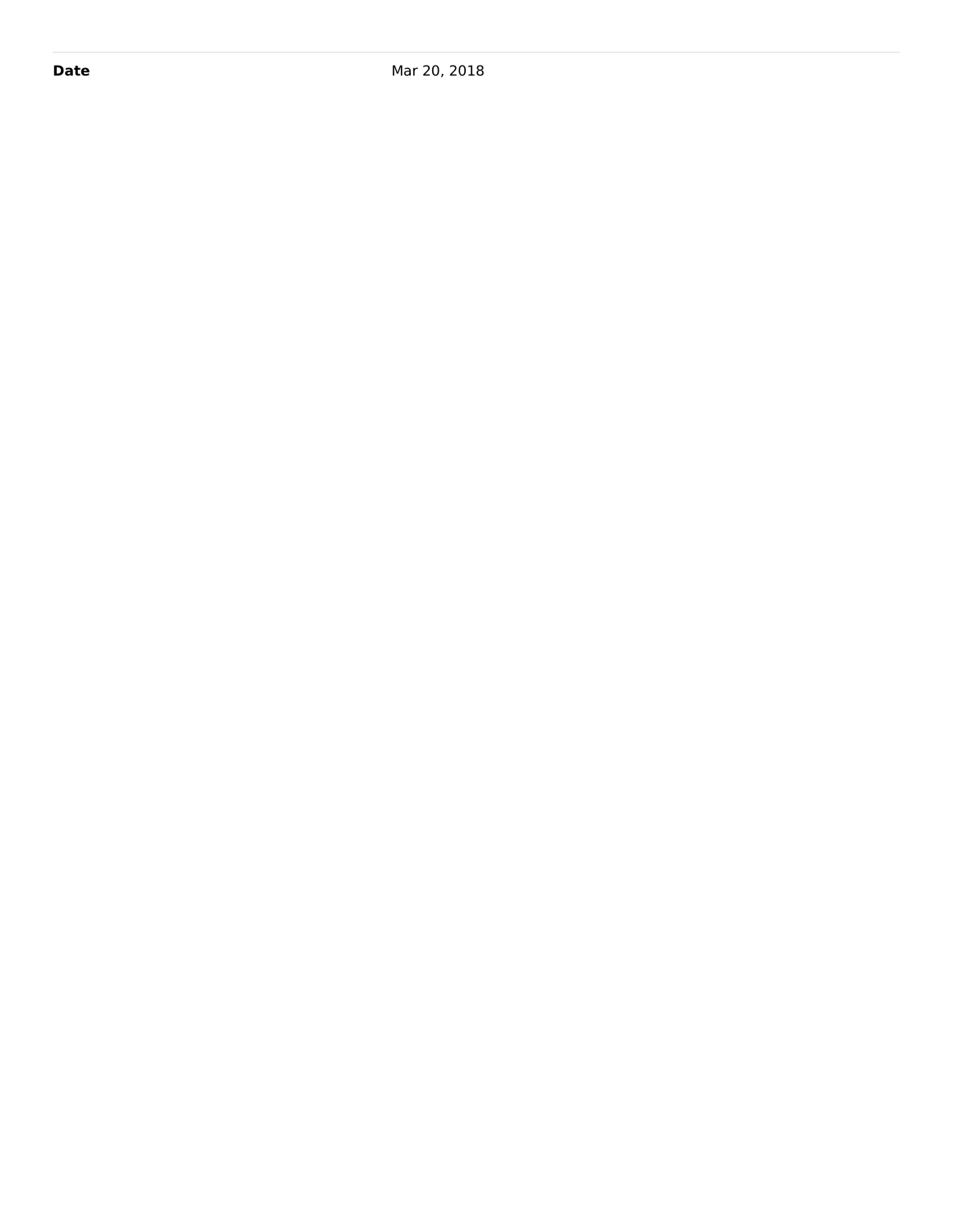| | |
| --- | --- |
| **Date** | Mar 20, 2018 |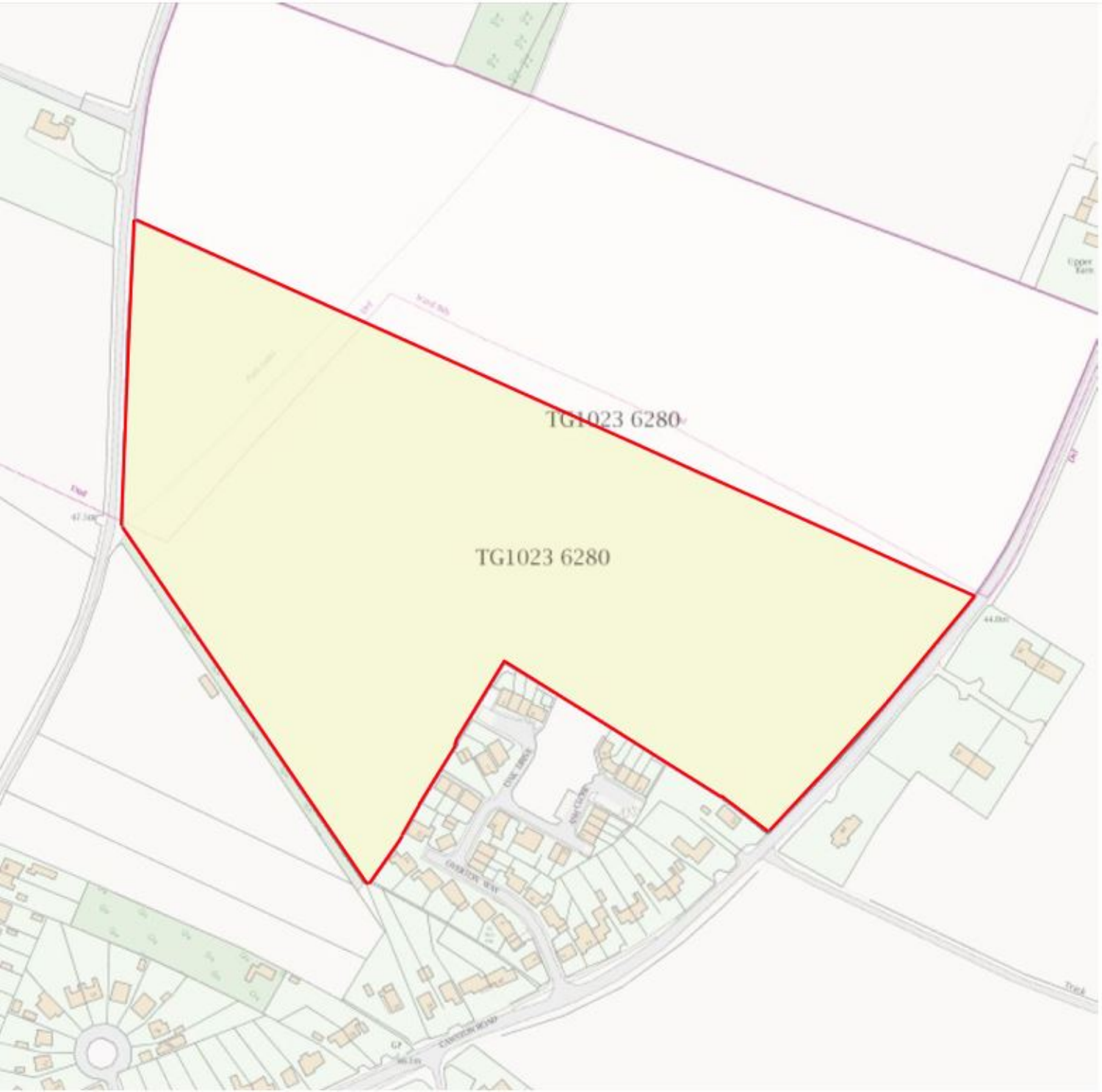TG1023 6280

TG1023 6280